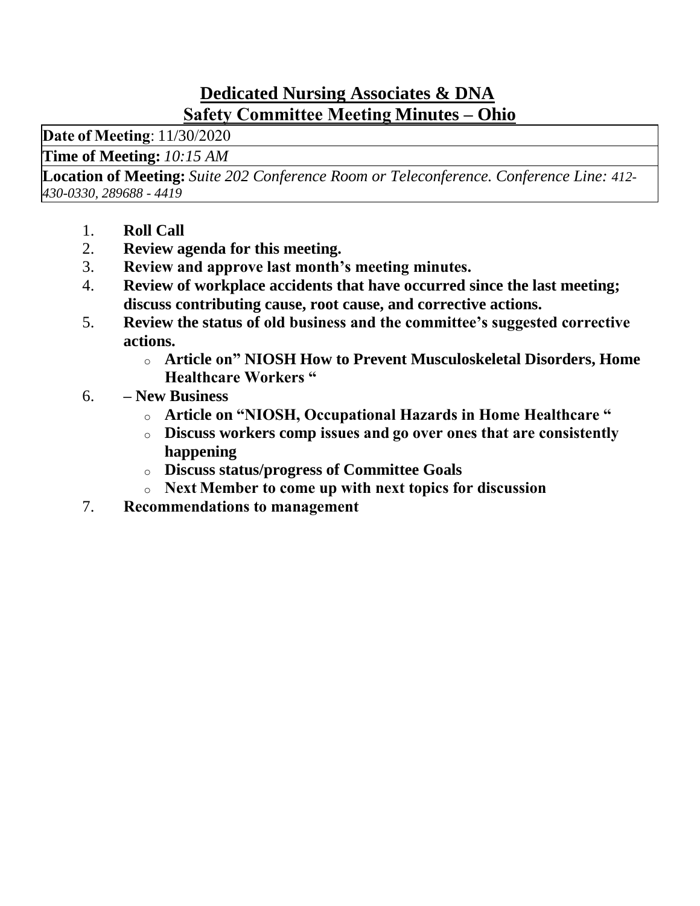# Dedicated Nursing Associates & DNA
# Safety Committee Meeting Minutes – Ohio

| **Date of Meeting**: 11/30/2020 |
|---|
| **Time of Meeting:** *10:15 AM* |
| **Location of Meeting:** *Suite 202 Conference Room or Teleconference. Conference Line: 412-430-0330, 289688 - 4419* |

1. **Roll Call**
2. **Review agenda for this meeting.**
3. **Review and approve last month's meeting minutes.**
4. **Review of workplace accidents that have occurred since the last meeting; discuss contributing cause, root cause, and corrective actions.**
5. **Review the status of old business and the committee's suggested corrective actions.**
   - **Article on" NIOSH How to Prevent Musculoskeletal Disorders, Home Healthcare Workers "**
6. **– New Business**
   - **Article on "NIOSH, Occupational Hazards in Home Healthcare "**
   - **Discuss workers comp issues and go over ones that are consistently happening**
   - **Discuss status/progress of Committee Goals**
   - **Next Member to come up with next topics for discussion**
7. **Recommendations to management**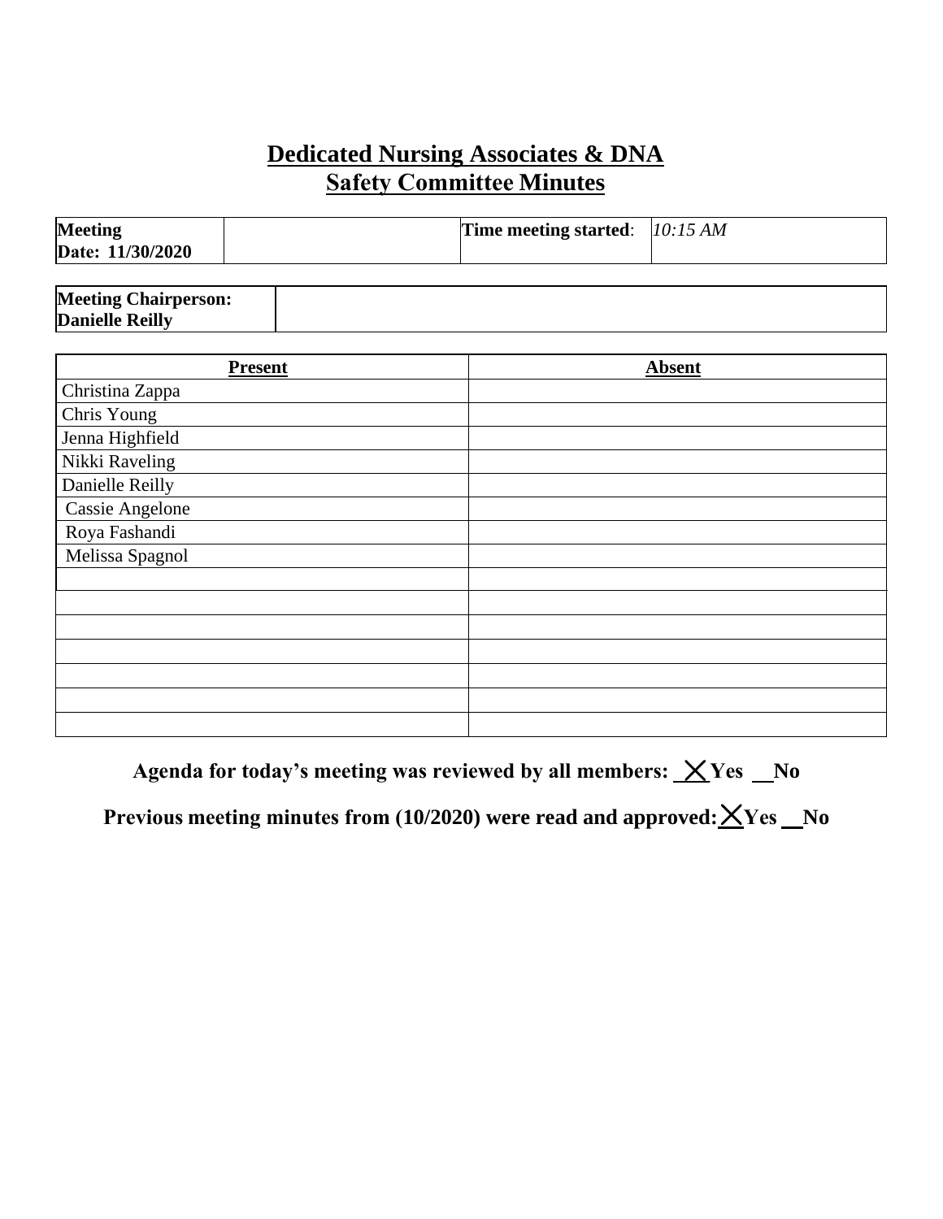# Dedicated Nursing Associates & DNA
## Safety Committee Minutes

| **Meeting Date: 11/30/2020** | | **Time meeting started**: | *10:15 AM* |
|---|---|---|---|

| **Meeting Chairperson: Danielle Reilly** | |
|---|---|

| Present | Absent |
|---|---|
| Christina Zappa | |
| Chris Young | |
| Jenna Highfield | |
| Nikki Raveling | |
| Danielle Reilly | |
| Cassie Angelone | |
| Roya Fashandi | |
| Melissa Spagnol | |
| | |
| | |
| | |
| | |
| | |
| | |
| | |

**Agenda for today's meeting was reviewed by all members: X Yes \_\_ No**

**Previous meeting minutes from (10/2020) were read and approved: X Yes \_\_ No**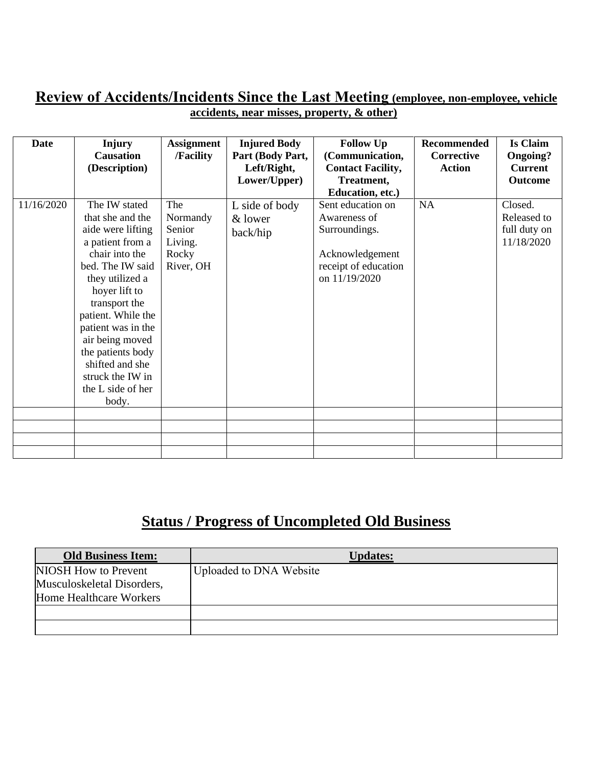## **Review of Accidents/Incidents Since the Last Meeting** (employee, non-employee, vehicle accidents, near misses, property, & other)

| Date | Injury Causation (Description) | Assignment /Facility | Injured Body Part (Body Part, Left/Right, Lower/Upper) | Follow Up (Communication, Contact Facility, Treatment, Education, etc.) | Recommended Corrective Action | Is Claim Ongoing? Current Outcome |
|---|---|---|---|---|---|---|
| 11/16/2020 | The IW stated that she and the aide were lifting a patient from a chair into the bed. The IW said they utilized a hoyer lift to transport the patient. While the patient was in the air being moved the patients body shifted and she struck the IW in the L side of her body. | The Normandy Senior Living. Rocky River, OH | L side of body & lower back/hip | Sent education on Awareness of Surroundings.<br><br>Acknowledgement receipt of education on 11/19/2020 | NA | Closed. Released to full duty on 11/18/2020 |
| | | | | | | |
| | | | | | | |
| | | | | | | |
| | | | | | | |

## **Status / Progress of Uncompleted Old Business**

| Old Business Item: | Updates: |
|---|---|
| NIOSH How to Prevent Musculoskeletal Disorders, Home Healthcare Workers | Uploaded to DNA Website |
| | |
| | |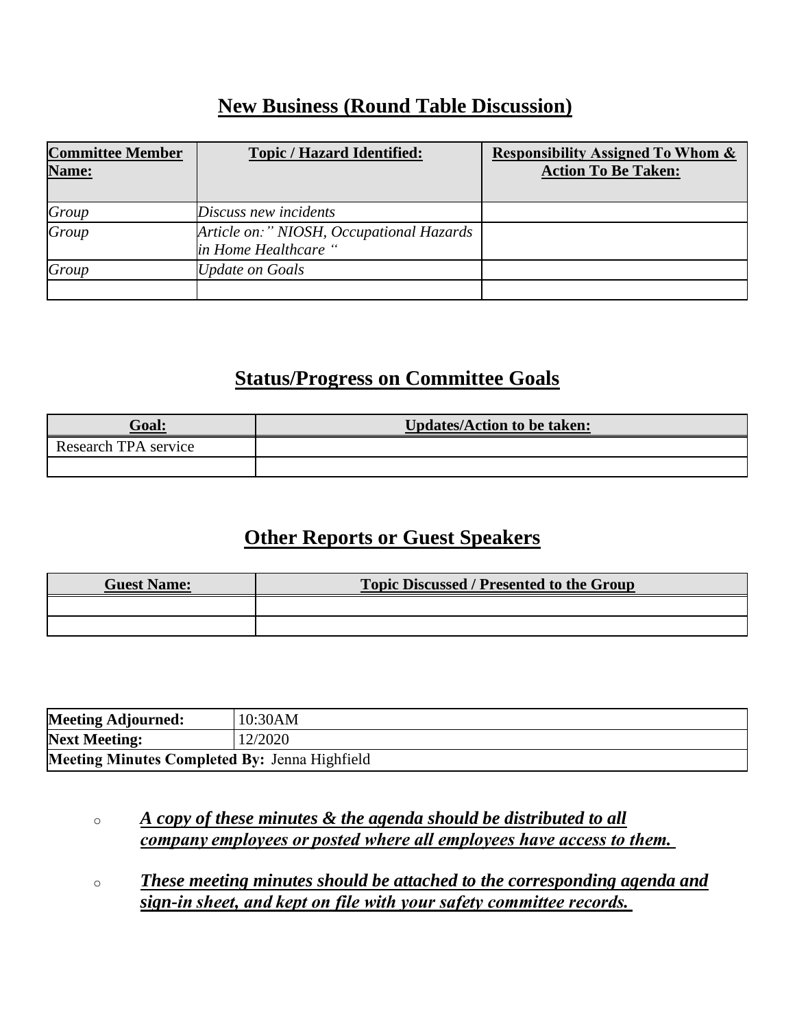## New Business (Round Table Discussion)

| **Committee Member Name:** | **Topic / Hazard Identified:** | **Responsibility Assigned To Whom & Action To Be Taken:** |
|---|---|---|
| *Group* | *Discuss new incidents* | |
| *Group* | *Article on:" NIOSH, Occupational Hazards in Home Healthcare "* | |
| *Group* | *Update on Goals* | |
| | | |

## Status/Progress on Committee Goals

| **Goal:** | **Updates/Action to be taken:** |
|---|---|
| Research TPA service | |
| | |

## Other Reports or Guest Speakers

| **Guest Name:** | **Topic Discussed / Presented to the Group** |
|---|---|
| | |
| | |

| | |
|---|---|
| **Meeting Adjourned:** | 10:30AM |
| **Next Meeting:** | 12/2020 |
| **Meeting Minutes Completed By:** Jenna Highfield | |

- ***A copy of these minutes & the agenda should be distributed to all company employees or posted where all employees have access to them.***
- ***These meeting minutes should be attached to the corresponding agenda and sign-in sheet, and kept on file with your safety committee records.***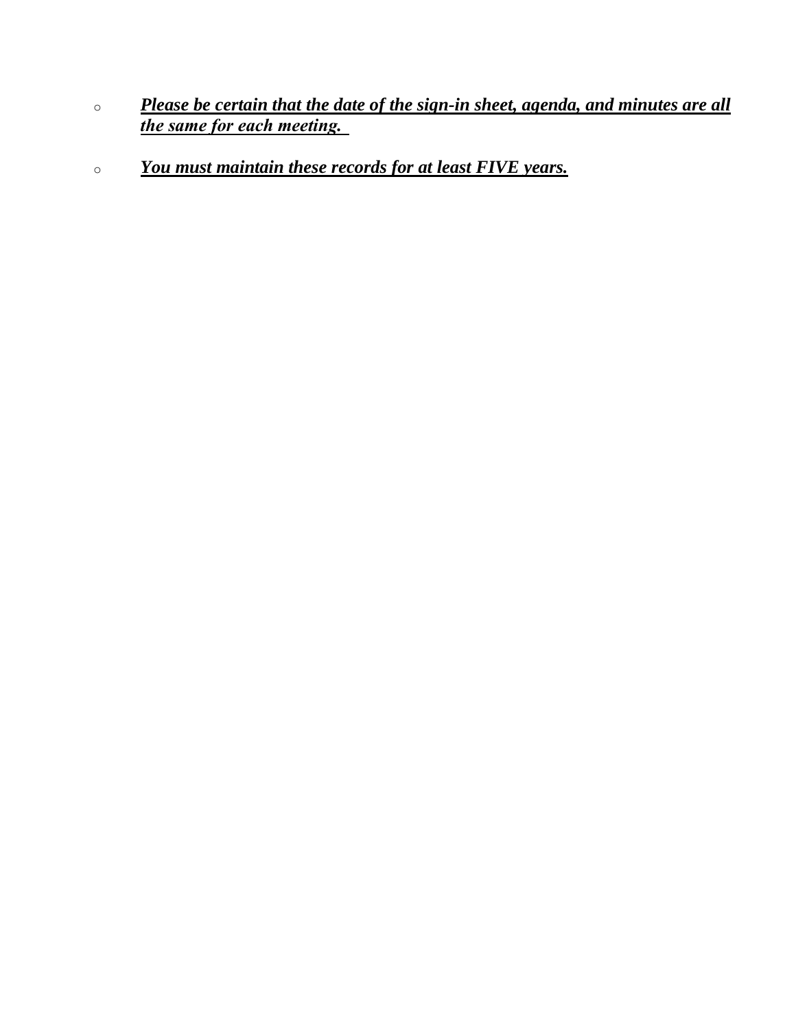- ***Please be certain that the date of the sign-in sheet, agenda, and minutes are all the same for each meeting.***

- ***You must maintain these records for at least FIVE years.***